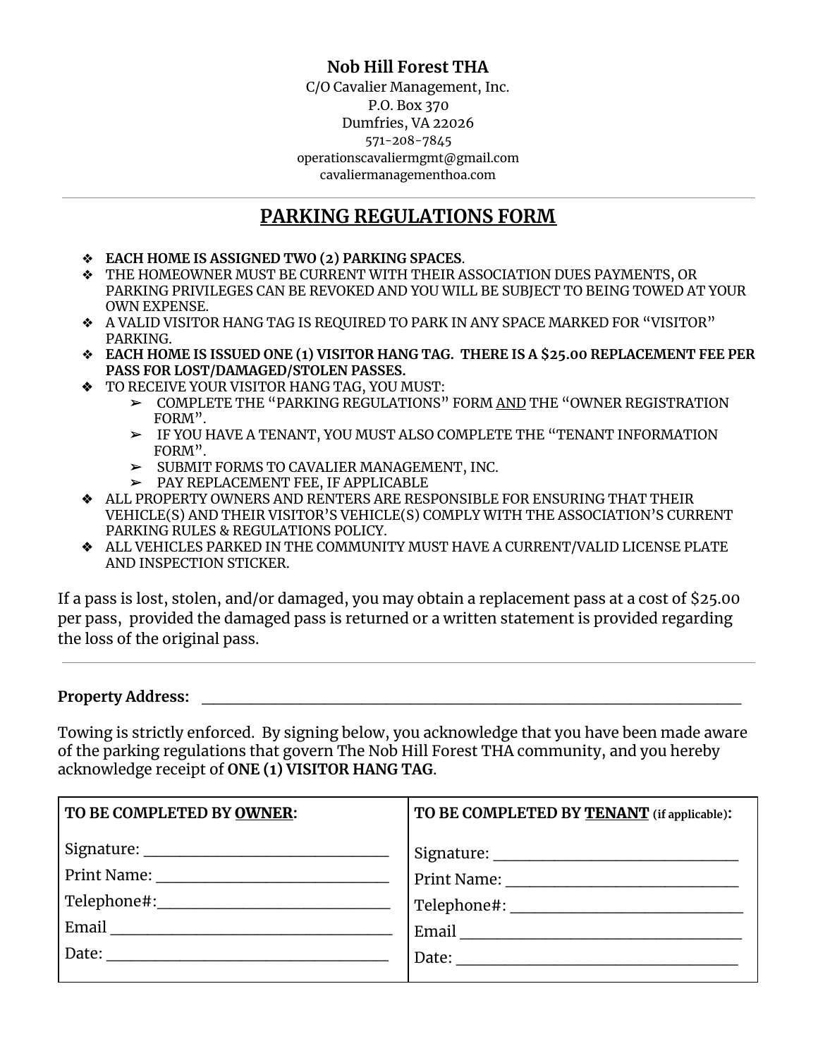**Nob Hill Forest THA**
C/O Cavalier Management, Inc.
P.O. Box 370
Dumfries, VA 22026
571-208-7845
operationscavaliermgmt@gmail.com
cavaliermanagementhoa.com

---

# PARKING REGULATIONS FORM

- **EACH HOME IS ASSIGNED TWO (2) PARKING SPACES**.
- THE HOMEOWNER MUST BE CURRENT WITH THEIR ASSOCIATION DUES PAYMENTS, OR PARKING PRIVILEGES CAN BE REVOKED AND YOU WILL BE SUBJECT TO BEING TOWED AT YOUR OWN EXPENSE.
- A VALID VISITOR HANG TAG IS REQUIRED TO PARK IN ANY SPACE MARKED FOR "VISITOR" PARKING.
- **EACH HOME IS ISSUED ONE (1) VISITOR HANG TAG. THERE IS A $25.00 REPLACEMENT FEE PER PASS FOR LOST/DAMAGED/STOLEN PASSES.**
- TO RECEIVE YOUR VISITOR HANG TAG, YOU MUST:
  - COMPLETE THE "PARKING REGULATIONS" FORM AND THE "OWNER REGISTRATION FORM".
  - IF YOU HAVE A TENANT, YOU MUST ALSO COMPLETE THE "TENANT INFORMATION FORM".
  - SUBMIT FORMS TO CAVALIER MANAGEMENT, INC.
  - PAY REPLACEMENT FEE, IF APPLICABLE
- ALL PROPERTY OWNERS AND RENTERS ARE RESPONSIBLE FOR ENSURING THAT THEIR VEHICLE(S) AND THEIR VISITOR'S VEHICLE(S) COMPLY WITH THE ASSOCIATION'S CURRENT PARKING RULES & REGULATIONS POLICY.
- ALL VEHICLES PARKED IN THE COMMUNITY MUST HAVE A CURRENT/VALID LICENSE PLATE AND INSPECTION STICKER.

If a pass is lost, stolen, and/or damaged, you may obtain a replacement pass at a cost of $25.00 per pass, provided the damaged pass is returned or a written statement is provided regarding the loss of the original pass.

---

**Property Address:** ______________________________________________

Towing is strictly enforced. By signing below, you acknowledge that you have been made aware of the parking regulations that govern The Nob Hill Forest THA community, and you hereby acknowledge receipt of **ONE (1) VISITOR HANG TAG**.

| **TO BE COMPLETED BY OWNER:** | **TO BE COMPLETED BY TENANT (if applicable):** |
|---|---|
| Signature: ______________________ | Signature: ______________________ |
| Print Name: ______________________ | Print Name: ______________________ |
| Telephone#: ______________________ | Telephone#: ______________________ |
| Email ______________________ | Email ______________________ |
| Date: ______________________ | Date: ______________________ |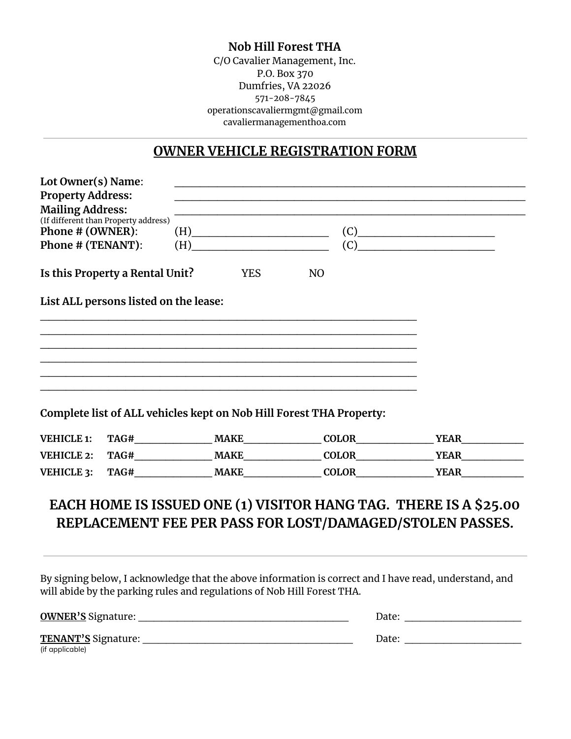**Nob Hill Forest THA**
C/O Cavalier Management, Inc.
P.O. Box 370
Dumfries, VA 22026
571-208-7845
operationscavaliermgmt@gmail.com
cavaliermanagementhoa.com

---

## OWNER VEHICLE REGISTRATION FORM

**Lot Owner(s) Name**: ____________________________________________

**Property Address:** ____________________________________________

**Mailing Address:** ____________________________________________
(If different than Property address)

**Phone # (OWNER)**: (H)____________________ (C)____________________

**Phone # (TENANT)**: (H)____________________ (C)____________________

**Is this Property a Rental Unit?** YES NO

**List ALL persons listed on the lease:**

____________________________________________
____________________________________________
____________________________________________
____________________________________________
____________________________________________
____________________________________________

**Complete list of ALL vehicles kept on Nob Hill Forest THA Property:**

**VEHICLE 1:** **TAG#**____________ **MAKE**____________ **COLOR**____________ **YEAR**__________

**VEHICLE 2:** **TAG#**____________ **MAKE**____________ **COLOR**____________ **YEAR**__________

**VEHICLE 3:** **TAG#**____________ **MAKE**____________ **COLOR**____________ **YEAR**__________

### EACH HOME IS ISSUED ONE (1) VISITOR HANG TAG. THERE IS A $25.00 REPLACEMENT FEE PER PASS FOR LOST/DAMAGED/STOLEN PASSES.

---

By signing below, I acknowledge that the above information is correct and I have read, understand, and will abide by the parking rules and regulations of Nob Hill Forest THA.

**OWNER'S** Signature: ______________________________ Date: __________________

**TENANT'S** Signature: ______________________________ Date: __________________
(if applicable)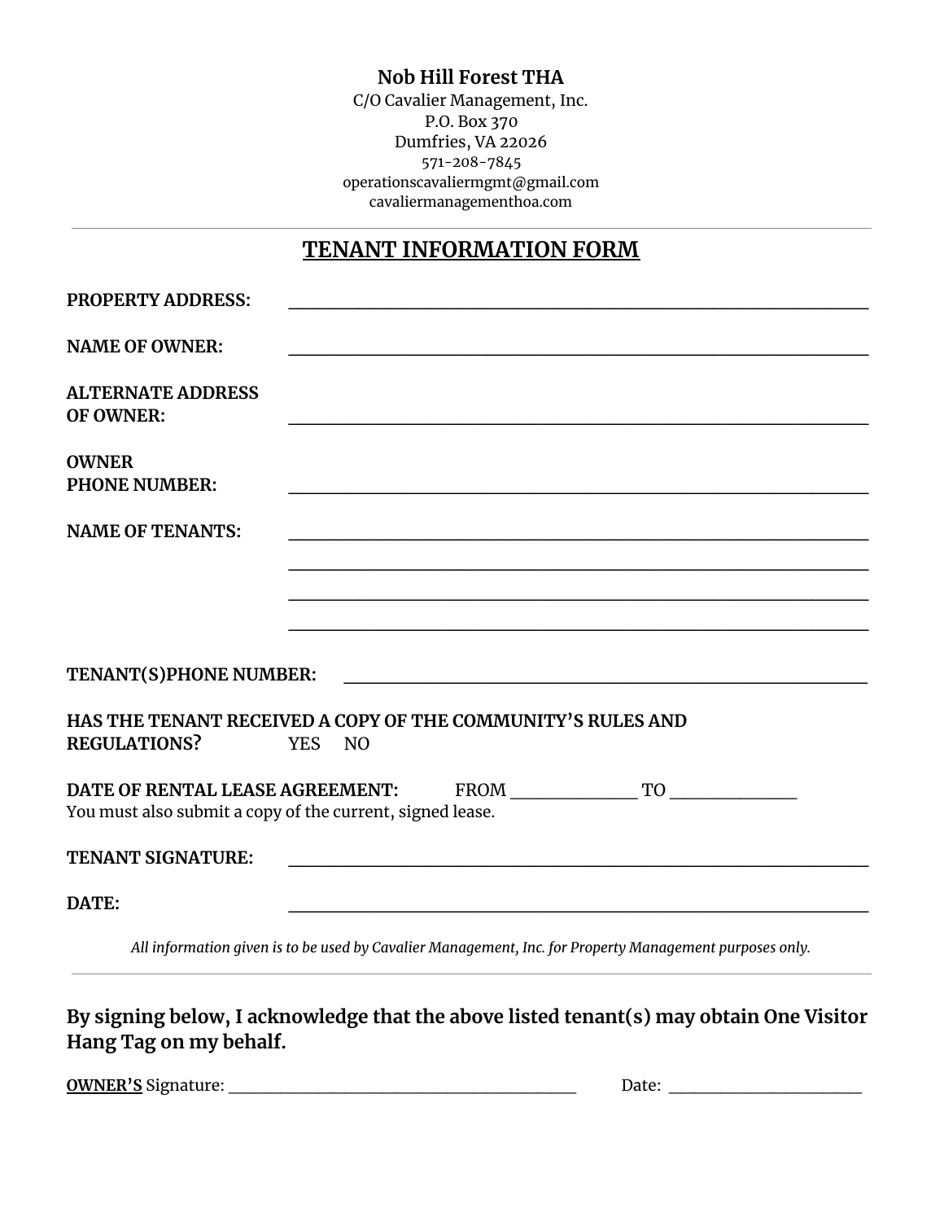**Nob Hill Forest THA**
C/O Cavalier Management, Inc.
P.O. Box 370
Dumfries, VA 22026
571-208-7845
operationscavaliermgmt@gmail.com
cavaliermanagementhoa.com

---

# TENANT INFORMATION FORM

**PROPERTY ADDRESS:** ____________________________________________

**NAME OF OWNER:** ____________________________________________

**ALTERNATE ADDRESS OF OWNER:** ____________________________________________

**OWNER PHONE NUMBER:** ____________________________________________

**NAME OF TENANTS:** ____________________________________________

____________________________________________

____________________________________________

____________________________________________

**TENANT(S)PHONE NUMBER:** ____________________________________________

**HAS THE TENANT RECEIVED A COPY OF THE COMMUNITY'S RULES AND REGULATIONS?** YES NO

**DATE OF RENTAL LEASE AGREEMENT:** FROM ______________ TO ______________
You must also submit a copy of the current, signed lease.

**TENANT SIGNATURE:** ____________________________________________

**DATE:** ____________________________________________

*All information given is to be used by Cavalier Management, Inc. for Property Management purposes only.*

---

**By signing below, I acknowledge that the above listed tenant(s) may obtain One Visitor Hang Tag on my behalf.**

**OWNER'S** Signature: ________________________________________ Date: ______________________